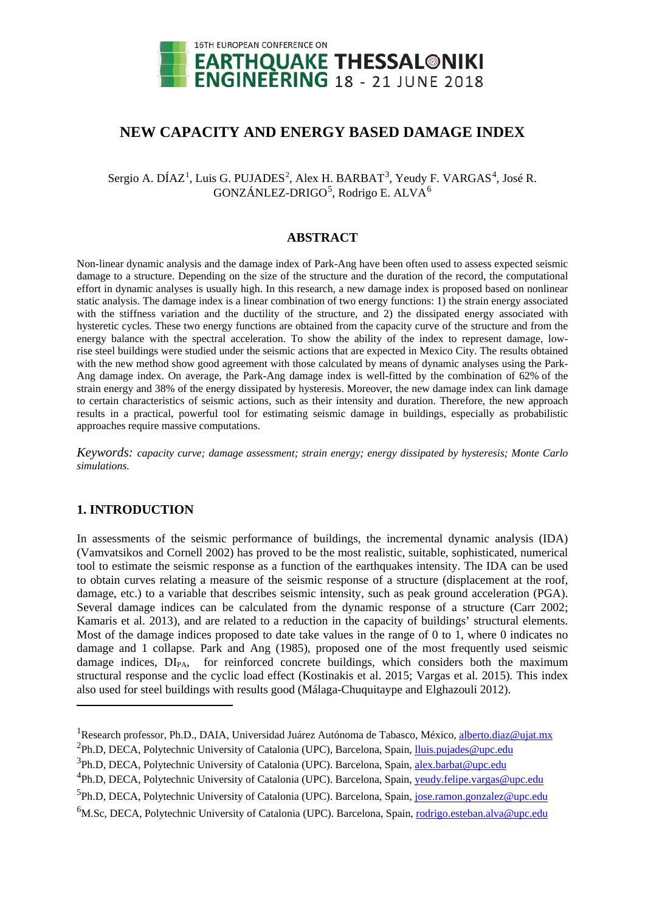# NEW CAPACITY AND ENERGY BASED DAMAGE INDEX

Sergio A. DÍAZ[1], Luis G. PUJADES[2], Alex H. BARBAT[3], Yeudy F. VARGAS[4], José R. GONZÁNLEZ-DRIGO[5], Rodrigo E. ALVA[6]

## ABSTRACT

Non-linear dynamic analysis and the damage index of Park-Ang have been often used to assess expected seismic damage to a structure. Depending on the size of the structure and the duration of the record, the computational effort in dynamic analyses is usually high. In this research, a new damage index is proposed based on nonlinear static analysis. The damage index is a linear combination of two energy functions: 1) the strain energy associated with the stiffness variation and the ductility of the structure, and 2) the dissipated energy associated with hysteretic cycles. These two energy functions are obtained from the capacity curve of the structure and from the energy balance with the spectral acceleration. To show the ability of the index to represent damage, low-rise steel buildings were studied under the seismic actions that are expected in Mexico City. The results obtained with the new method show good agreement with those calculated by means of dynamic analyses using the Park-Ang damage index. On average, the Park-Ang damage index is well-fitted by the combination of 62% of the strain energy and 38% of the energy dissipated by hysteresis. Moreover, the new damage index can link damage to certain characteristics of seismic actions, such as their intensity and duration. Therefore, the new approach results in a practical, powerful tool for estimating seismic damage in buildings, especially as probabilistic approaches require massive computations.

*Keywords: capacity curve; damage assessment; strain energy; energy dissipated by hysteresis; Monte Carlo simulations.*

## 1. INTRODUCTION

In assessments of the seismic performance of buildings, the incremental dynamic analysis (IDA) (Vamvatsikos and Cornell 2002) has proved to be the most realistic, suitable, sophisticated, numerical tool to estimate the seismic response as a function of the earthquakes intensity. The IDA can be used to obtain curves relating a measure of the seismic response of a structure (displacement at the roof, damage, etc.) to a variable that describes seismic intensity, such as peak ground acceleration (PGA). Several damage indices can be calculated from the dynamic response of a structure (Carr 2002; Kamaris et al. 2013), and are related to a reduction in the capacity of buildings' structural elements. Most of the damage indices proposed to date take values in the range of 0 to 1, where 0 indicates no damage and 1 collapse. Park and Ang (1985), proposed one of the most frequently used seismic damage indices, $DI_{PA}$, for reinforced concrete buildings, which considers both the maximum structural response and the cyclic load effect (Kostinakis et al. 2015; Vargas et al. 2015). This index also used for steel buildings with results good (Málaga-Chuquitaype and Elghazouli 2012).

---

[1]Research professor, Ph.D., DAIA, Universidad Juárez Autónoma de Tabasco, México, alberto.diaz@ujat.mx

[2]Ph.D, DECA, Polytechnic University of Catalonia (UPC), Barcelona, Spain, lluis.pujades@upc.edu

[3]Ph.D, DECA, Polytechnic University of Catalonia (UPC). Barcelona, Spain, alex.barbat@upc.edu

[4]Ph.D, DECA, Polytechnic University of Catalonia (UPC). Barcelona, Spain, yeudy.felipe.vargas@upc.edu

[5]Ph.D, DECA, Polytechnic University of Catalonia (UPC). Barcelona, Spain, jose.ramon.gonzalez@upc.edu

[6]M.Sc, DECA, Polytechnic University of Catalonia (UPC). Barcelona, Spain, rodrigo.esteban.alva@upc.edu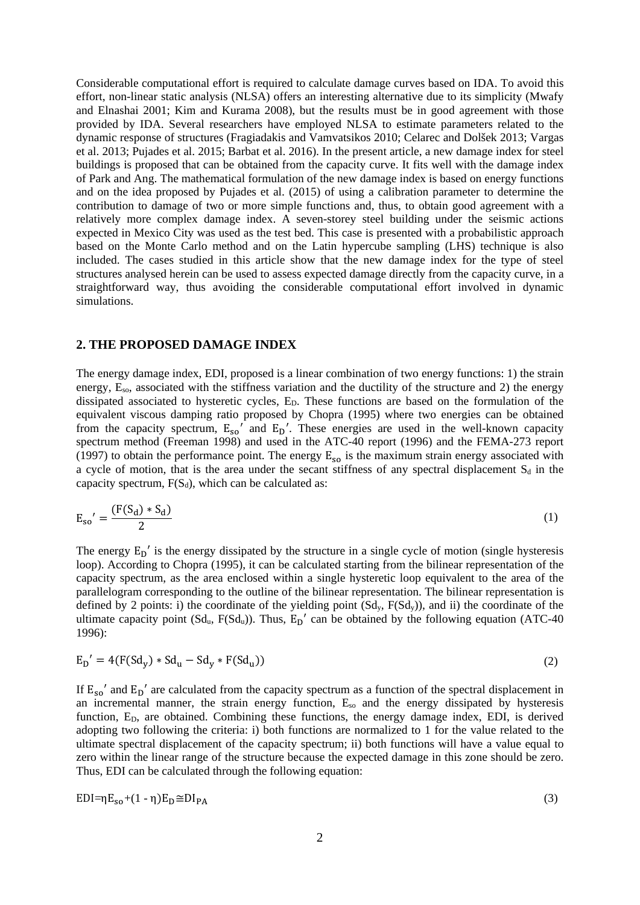Considerable computational effort is required to calculate damage curves based on IDA. To avoid this effort, non-linear static analysis (NLSA) offers an interesting alternative due to its simplicity (Mwafy and Elnashai 2001; Kim and Kurama 2008), but the results must be in good agreement with those provided by IDA. Several researchers have employed NLSA to estimate parameters related to the dynamic response of structures (Fragiadakis and Vamvatsikos 2010; Celarec and Dolšek 2013; Vargas et al. 2013; Pujades et al. 2015; Barbat et al. 2016). In the present article, a new damage index for steel buildings is proposed that can be obtained from the capacity curve. It fits well with the damage index of Park and Ang. The mathematical formulation of the new damage index is based on energy functions and on the idea proposed by Pujades et al. (2015) of using a calibration parameter to determine the contribution to damage of two or more simple functions and, thus, to obtain good agreement with a relatively more complex damage index. A seven-storey steel building under the seismic actions expected in Mexico City was used as the test bed. This case is presented with a probabilistic approach based on the Monte Carlo method and on the Latin hypercube sampling (LHS) technique is also included. The cases studied in this article show that the new damage index for the type of steel structures analysed herein can be used to assess expected damage directly from the capacity curve, in a straightforward way, thus avoiding the considerable computational effort involved in dynamic simulations.

## 2. THE PROPOSED DAMAGE INDEX

The energy damage index, EDI, proposed is a linear combination of two energy functions: 1) the strain energy, $E_{so}$, associated with the stiffness variation and the ductility of the structure and 2) the energy dissipated associated to hysteretic cycles, $E_D$. These functions are based on the formulation of the equivalent viscous damping ratio proposed by Chopra (1995) where two energies can be obtained from the capacity spectrum, $E_{so}'$ and $E_D'$. These energies are used in the well-known capacity spectrum method (Freeman 1998) and used in the ATC-40 report (1996) and the FEMA-273 report (1997) to obtain the performance point. The energy $E_{so}$ is the maximum strain energy associated with a cycle of motion, that is the area under the secant stiffness of any spectral displacement $S_d$ in the capacity spectrum, $F(S_d)$, which can be calculated as:

$$E_{so}' = \frac{(F(S_d) * S_d)}{2} \tag{1}$$

The energy $E_D'$ is the energy dissipated by the structure in a single cycle of motion (single hysteresis loop). According to Chopra (1995), it can be calculated starting from the bilinear representation of the capacity spectrum, as the area enclosed within a single hysteretic loop equivalent to the area of the parallelogram corresponding to the outline of the bilinear representation. The bilinear representation is defined by 2 points: i) the coordinate of the yielding point ($Sd_y$, $F(Sd_y)$), and ii) the coordinate of the ultimate capacity point ($Sd_u$, $F(Sd_u)$). Thus, $E_D'$ can be obtained by the following equation (ATC-40 1996):

$$E_D' = 4(F(Sd_y) * Sd_u - Sd_y * F(Sd_u)) \tag{2}$$

If $E_{so}'$ and $E_D'$ are calculated from the capacity spectrum as a function of the spectral displacement in an incremental manner, the strain energy function, $E_{so}$ and the energy dissipated by hysteresis function, $E_D$, are obtained. Combining these functions, the energy damage index, EDI, is derived adopting two following the criteria: i) both functions are normalized to 1 for the value related to the ultimate spectral displacement of the capacity spectrum; ii) both functions will have a value equal to zero within the linear range of the structure because the expected damage in this zone should be zero. Thus, EDI can be calculated through the following equation:

$$\mathrm{EDI} = \eta E_{so} + (1 - \eta) E_D \cong \mathrm{DI}_{PA} \tag{3}$$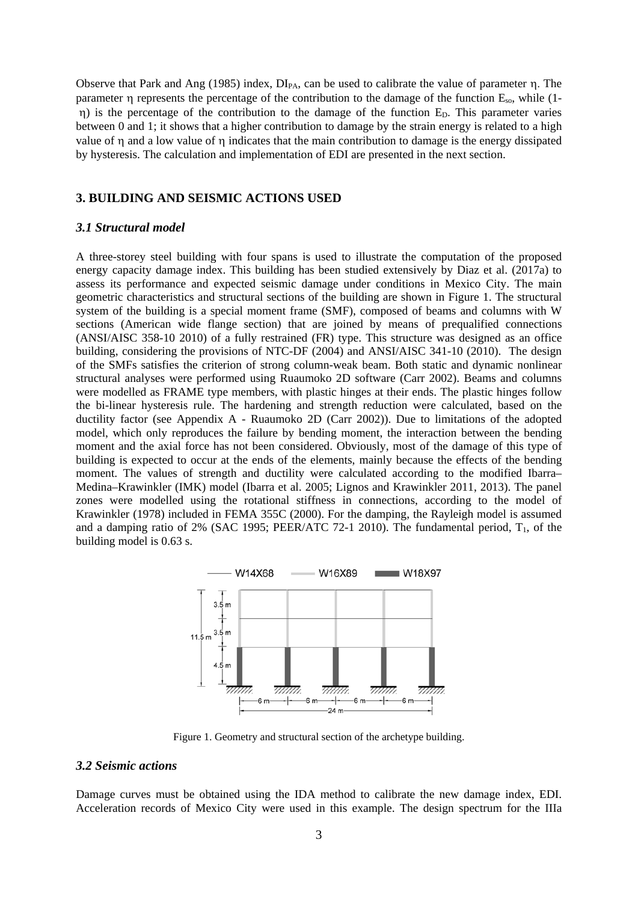Observe that Park and Ang (1985) index, $DI_{PA}$, can be used to calibrate the value of parameter $\eta$. The parameter $\eta$ represents the percentage of the contribution to the damage of the function $E_{so}$, while (1- $\eta$) is the percentage of the contribution to the damage of the function $E_D$. This parameter varies between 0 and 1; it shows that a higher contribution to damage by the strain energy is related to a high value of $\eta$ and a low value of $\eta$ indicates that the main contribution to damage is the energy dissipated by hysteresis. The calculation and implementation of EDI are presented in the next section.

## 3. BUILDING AND SEISMIC ACTIONS USED

### *3.1 Structural model*

A three-storey steel building with four spans is used to illustrate the computation of the proposed energy capacity damage index. This building has been studied extensively by Diaz et al. (2017a) to assess its performance and expected seismic damage under conditions in Mexico City. The main geometric characteristics and structural sections of the building are shown in Figure 1. The structural system of the building is a special moment frame (SMF), composed of beams and columns with W sections (American wide flange section) that are joined by means of prequalified connections (ANSI/AISC 358-10 2010) of a fully restrained (FR) type. This structure was designed as an office building, considering the provisions of NTC-DF (2004) and ANSI/AISC 341-10 (2010). The design of the SMFs satisfies the criterion of strong column-weak beam. Both static and dynamic nonlinear structural analyses were performed using Ruaumoko 2D software (Carr 2002). Beams and columns were modelled as FRAME type members, with plastic hinges at their ends. The plastic hinges follow the bi-linear hysteresis rule. The hardening and strength reduction were calculated, based on the ductility factor (see Appendix A - Ruaumoko 2D (Carr 2002)). Due to limitations of the adopted model, which only reproduces the failure by bending moment, the interaction between the bending moment and the axial force has not been considered. Obviously, most of the damage of this type of building is expected to occur at the ends of the elements, mainly because the effects of the bending moment. The values of strength and ductility were calculated according to the modified Ibarra–Medina–Krawinkler (IMK) model (Ibarra et al. 2005; Lignos and Krawinkler 2011, 2013). The panel zones were modelled using the rotational stiffness in connections, according to the model of Krawinkler (1978) included in FEMA 355C (2000). For the damping, the Rayleigh model is assumed and a damping ratio of 2% (SAC 1995; PEER/ATC 72-1 2010). The fundamental period, $T_1$, of the building model is 0.63 s.

Figure 1. Geometry and structural section of the archetype building.

### *3.2 Seismic actions*

Damage curves must be obtained using the IDA method to calibrate the new damage index, EDI. Acceleration records of Mexico City were used in this example. The design spectrum for the IIIa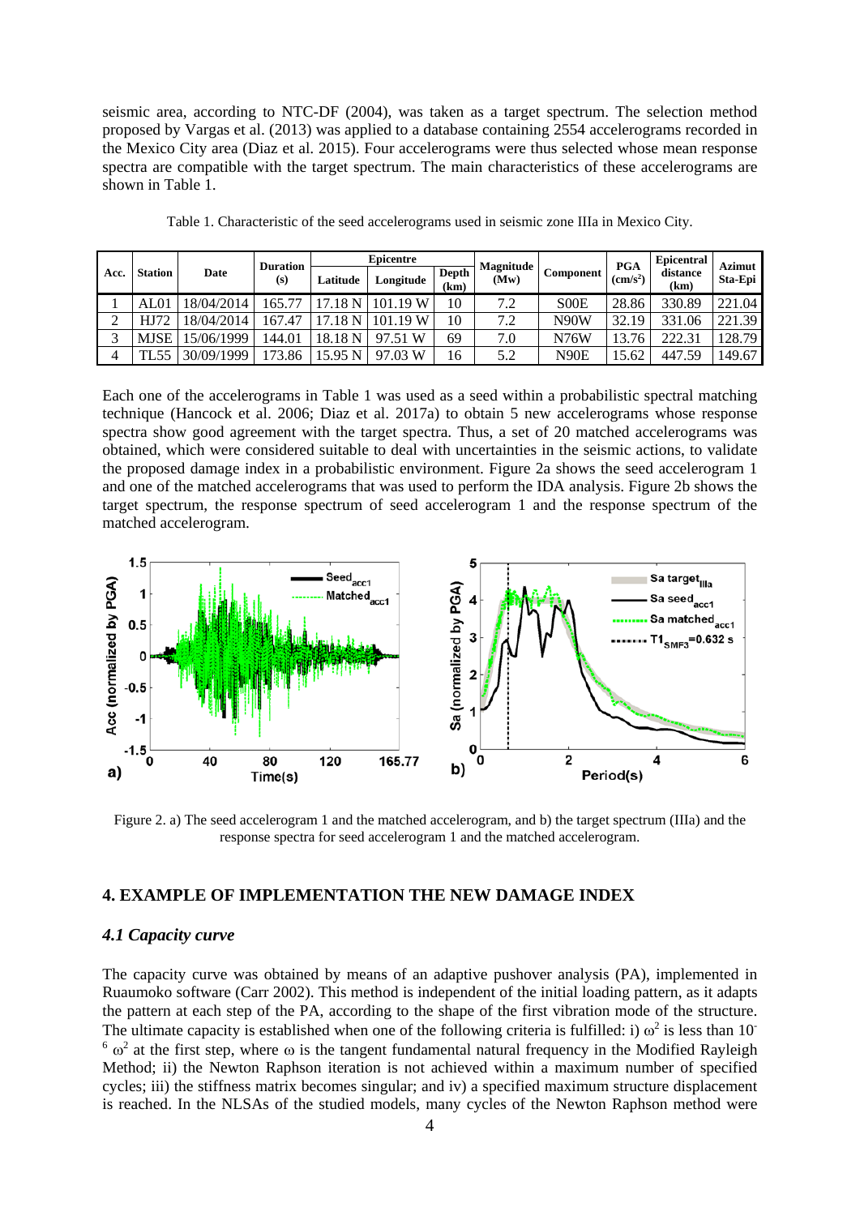seismic area, according to NTC-DF (2004), was taken as a target spectrum. The selection method proposed by Vargas et al. (2013) was applied to a database containing 2554 accelerograms recorded in the Mexico City area (Diaz et al. 2015). Four accelerograms were thus selected whose mean response spectra are compatible with the target spectrum. The main characteristics of these accelerograms are shown in Table 1.

Table 1. Characteristic of the seed accelerograms used in seismic zone IIIa in Mexico City.

| Acc. | Station | Date | Duration (s) | Epicentre | | | Magnitude (Mw) | Component | PGA (cm/s$^2$) | Epicentral distance (km) | Azimut Sta-Epi |
|---|---|---|---|---|---|---|---|---|---|---|---|
| | | | | Latitude | Longitude | Depth (km) | | | | | |
| 1 | AL01 | 18/04/2014 | 165.77 | 17.18 N | 101.19 W | 10 | 7.2 | S00E | 28.86 | 330.89 | 221.04 |
| 2 | HJ72 | 18/04/2014 | 167.47 | 17.18 N | 101.19 W | 10 | 7.2 | N90W | 32.19 | 331.06 | 221.39 |
| 3 | MJSE | 15/06/1999 | 144.01 | 18.18 N | 97.51 W | 69 | 7.0 | N76W | 13.76 | 222.31 | 128.79 |
| 4 | TL55 | 30/09/1999 | 173.86 | 15.95 N | 97.03 W | 16 | 5.2 | N90E | 15.62 | 447.59 | 149.67 |

Each one of the accelerograms in Table 1 was used as a seed within a probabilistic spectral matching technique (Hancock et al. 2006; Diaz et al. 2017a) to obtain 5 new accelerograms whose response spectra show good agreement with the target spectra. Thus, a set of 20 matched accelerograms was obtained, which were considered suitable to deal with uncertainties in the seismic actions, to validate the proposed damage index in a probabilistic environment. Figure 2a shows the seed accelerogram 1 and one of the matched accelerograms that was used to perform the IDA analysis. Figure 2b shows the target spectrum, the response spectrum of seed accelerogram 1 and the response spectrum of the matched accelerogram.

Figure 2. a) The seed accelerogram 1 and the matched accelerogram, and b) the target spectrum (IIIa) and the response spectra for seed accelerogram 1 and the matched accelerogram.

## 4. EXAMPLE OF IMPLEMENTATION THE NEW DAMAGE INDEX

### *4.1 Capacity curve*

The capacity curve was obtained by means of an adaptive pushover analysis (PA), implemented in Ruaumoko software (Carr 2002). This method is independent of the initial loading pattern, as it adapts the pattern at each step of the PA, according to the shape of the first vibration mode of the structure. The ultimate capacity is established when one of the following criteria is fulfilled: i) $\omega^2$ is less than $10^{-6}\ \omega^2$ at the first step, where $\omega$ is the tangent fundamental natural frequency in the Modified Rayleigh Method; ii) the Newton Raphson iteration is not achieved within a maximum number of specified cycles; iii) the stiffness matrix becomes singular; and iv) a specified maximum structure displacement is reached. In the NLSAs of the studied models, many cycles of the Newton Raphson method were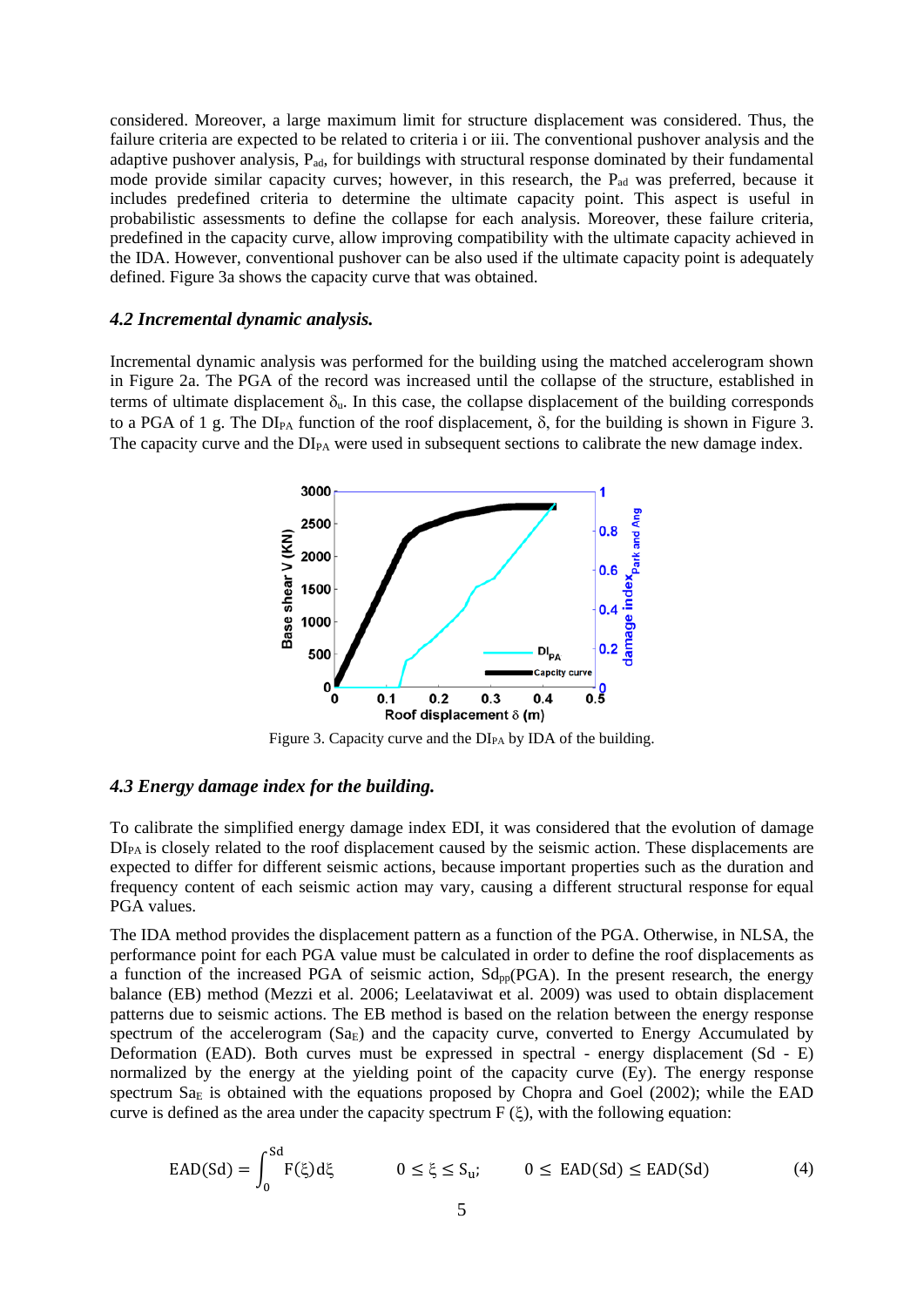considered. Moreover, a large maximum limit for structure displacement was considered. Thus, the failure criteria are expected to be related to criteria i or iii. The conventional pushover analysis and the adaptive pushover analysis, $P_{ad}$, for buildings with structural response dominated by their fundamental mode provide similar capacity curves; however, in this research, the $P_{ad}$ was preferred, because it includes predefined criteria to determine the ultimate capacity point. This aspect is useful in probabilistic assessments to define the collapse for each analysis. Moreover, these failure criteria, predefined in the capacity curve, allow improving compatibility with the ultimate capacity achieved in the IDA. However, conventional pushover can be also used if the ultimate capacity point is adequately defined. Figure 3a shows the capacity curve that was obtained.

### *4.2 Incremental dynamic analysis.*

Incremental dynamic analysis was performed for the building using the matched accelerogram shown in Figure 2a. The PGA of the record was increased until the collapse of the structure, established in terms of ultimate displacement $\delta_u$. In this case, the collapse displacement of the building corresponds to a PGA of 1 g. The $DI_{PA}$ function of the roof displacement, $\delta$, for the building is shown in Figure 3. The capacity curve and the $DI_{PA}$ were used in subsequent sections to calibrate the new damage index.

Figure 3. Capacity curve and the $DI_{PA}$ by IDA of the building.

### *4.3 Energy damage index for the building.*

To calibrate the simplified energy damage index EDI, it was considered that the evolution of damage $DI_{PA}$ is closely related to the roof displacement caused by the seismic action. These displacements are expected to differ for different seismic actions, because important properties such as the duration and frequency content of each seismic action may vary, causing a different structural response for equal PGA values.

The IDA method provides the displacement pattern as a function of the PGA. Otherwise, in NLSA, the performance point for each PGA value must be calculated in order to define the roof displacements as a function of the increased PGA of seismic action, $Sd_{pp}(PGA)$. In the present research, the energy balance (EB) method (Mezzi et al. 2006; Leelataviwat et al. 2009) was used to obtain displacement patterns due to seismic actions. The EB method is based on the relation between the energy response spectrum of the accelerogram ($Sa_E$) and the capacity curve, converted to Energy Accumulated by Deformation (EAD). Both curves must be expressed in spectral - energy displacement (Sd - E) normalized by the energy at the yielding point of the capacity curve (Ey). The energy response spectrum $Sa_E$ is obtained with the equations proposed by Chopra and Goel (2002); while the EAD curve is defined as the area under the capacity spectrum F ($\xi$), with the following equation:

$$\mathrm{EAD(Sd)} = \int_0^{\mathrm{Sd}} \mathrm{F}(\xi)\mathrm{d}\xi \qquad 0 \le \xi \le \mathrm{S_u}; \qquad 0 \le \mathrm{EAD(Sd)} \le \mathrm{EAD(Sd)} \tag{4}$$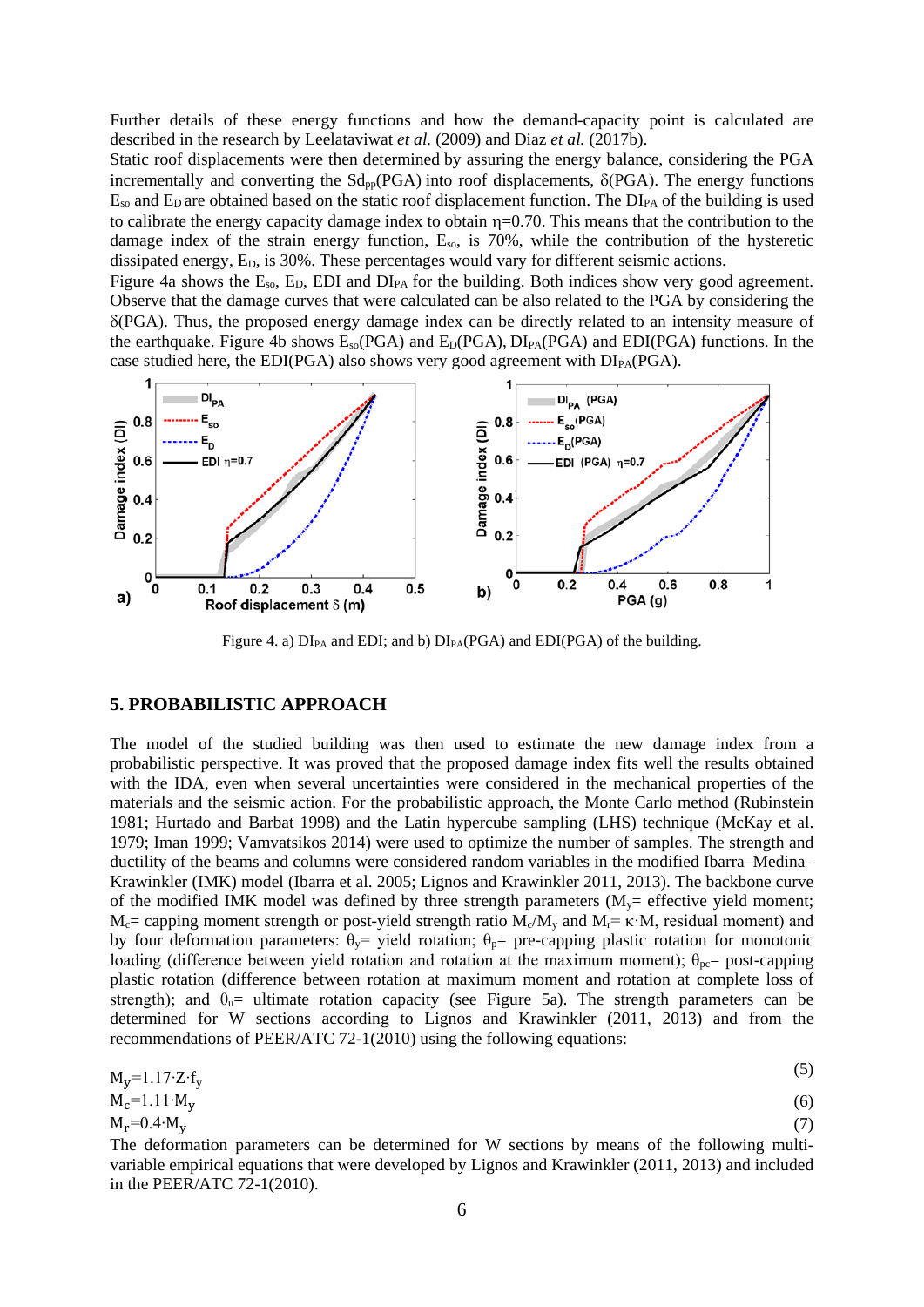Further details of these energy functions and how the demand-capacity point is calculated are described in the research by Leelataviwat *et al.* (2009) and Diaz *et al.* (2017b).

Static roof displacements were then determined by assuring the energy balance, considering the PGA incrementally and converting the $Sd_{pp}$(PGA) into roof displacements, $\delta$(PGA). The energy functions $E_{so}$ and $E_D$ are obtained based on the static roof displacement function. The $DI_{PA}$ of the building is used to calibrate the energy capacity damage index to obtain $\eta$=0.70. This means that the contribution to the damage index of the strain energy function, $E_{so}$, is 70%, while the contribution of the hysteretic dissipated energy, $E_D$, is 30%. These percentages would vary for different seismic actions.

Figure 4a shows the $E_{so}$, $E_D$, EDI and $DI_{PA}$ for the building. Both indices show very good agreement. Observe that the damage curves that were calculated can be also related to the PGA by considering the $\delta$(PGA). Thus, the proposed energy damage index can be directly related to an intensity measure of the earthquake. Figure 4b shows $E_{so}$(PGA) and $E_D$(PGA), $DI_{PA}$(PGA) and EDI(PGA) functions. In the case studied here, the EDI(PGA) also shows very good agreement with $DI_{PA}$(PGA).

Figure 4. a) $DI_{PA}$ and EDI; and b) $DI_{PA}$(PGA) and EDI(PGA) of the building.

## 5. PROBABILISTIC APPROACH

The model of the studied building was then used to estimate the new damage index from a probabilistic perspective. It was proved that the proposed damage index fits well the results obtained with the IDA, even when several uncertainties were considered in the mechanical properties of the materials and the seismic action. For the probabilistic approach, the Monte Carlo method (Rubinstein 1981; Hurtado and Barbat 1998) and the Latin hypercube sampling (LHS) technique (McKay et al. 1979; Iman 1999; Vamvatsikos 2014) were used to optimize the number of samples. The strength and ductility of the beams and columns were considered random variables in the modified Ibarra–Medina–Krawinkler (IMK) model (Ibarra et al. 2005; Lignos and Krawinkler 2011, 2013). The backbone curve of the modified IMK model was defined by three strength parameters ($M_y$= effective yield moment; $M_c$= capping moment strength or post-yield strength ratio $M_c/M_y$ and $M_r$= $\kappa \cdot M$, residual moment) and by four deformation parameters: $\theta_y$= yield rotation; $\theta_p$= pre-capping plastic rotation for monotonic loading (difference between yield rotation and rotation at the maximum moment); $\theta_{pc}$= post-capping plastic rotation (difference between rotation at maximum moment and rotation at complete loss of strength); and $\theta_u$= ultimate rotation capacity (see Figure 5a). The strength parameters can be determined for W sections according to Lignos and Krawinkler (2011, 2013) and from the recommendations of PEER/ATC 72-1(2010) using the following equations:

$$M_y = 1.17 \cdot Z \cdot f_y \tag{5}$$

$$M_c = 1.11 \cdot M_y \tag{6}$$

$$M_r = 0.4 \cdot M_y \tag{7}$$

The deformation parameters can be determined for W sections by means of the following multi-variable empirical equations that were developed by Lignos and Krawinkler (2011, 2013) and included in the PEER/ATC 72-1(2010).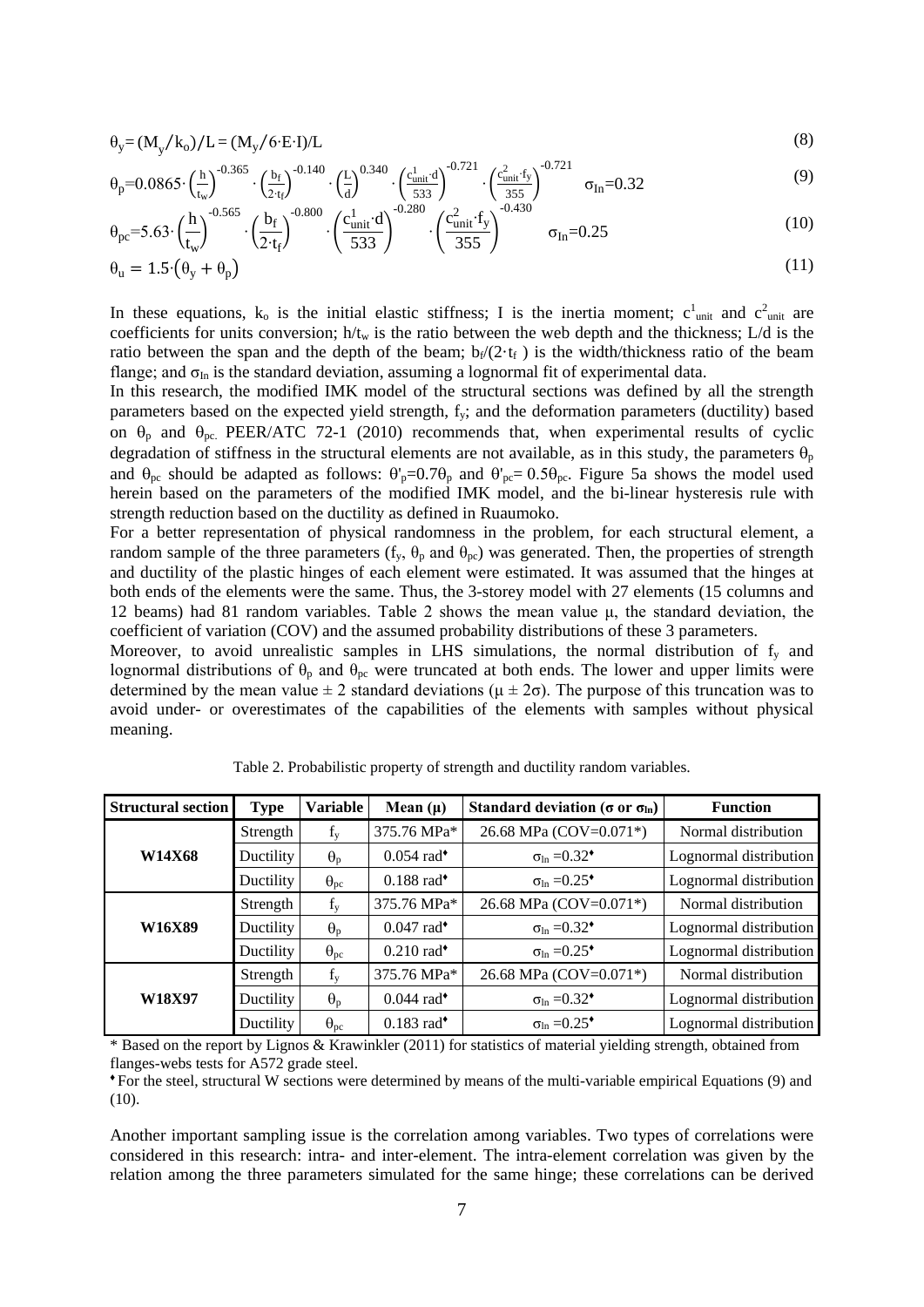$$\theta_y = (M_y/k_o)/L = (M_y/6 \cdot E \cdot I)/L \tag{8}$$

$$\theta_p = 0.0865 \cdot \left(\frac{h}{t_w}\right)^{-0.365} \cdot \left(\frac{b_f}{2 \cdot t_f}\right)^{-0.140} \cdot \left(\frac{L}{d}\right)^{0.340} \cdot \left(\frac{c^1_{unit} \cdot d}{533}\right)^{-0.721} \cdot \left(\frac{c^2_{unit} \cdot f_y}{355}\right)^{-0.721} \quad \sigma_{ln}=0.32 \tag{9}$$

$$\theta_{pc} = 5.63 \cdot \left(\frac{h}{t_w}\right)^{-0.565} \cdot \left(\frac{b_f}{2 \cdot t_f}\right)^{-0.800} \cdot \left(\frac{c^1_{unit} \cdot d}{533}\right)^{-0.280} \cdot \left(\frac{c^2_{unit} \cdot f_y}{355}\right)^{-0.430} \quad \sigma_{ln}=0.25 \tag{10}$$

$$\theta_u = 1.5 \cdot (\theta_y + \theta_p) \tag{11}$$

In these equations, $k_o$ is the initial elastic stiffness; I is the inertia moment; $c^1_{unit}$ and $c^2_{unit}$ are coefficients for units conversion; $h/t_w$ is the ratio between the web depth and the thickness; L/d is the ratio between the span and the depth of the beam; $b_f/(2 \cdot t_f)$ is the width/thickness ratio of the beam flange; and $\sigma_{ln}$ is the standard deviation, assuming a lognormal fit of experimental data.

In this research, the modified IMK model of the structural sections was defined by all the strength parameters based on the expected yield strength, $f_y$; and the deformation parameters (ductility) based on $\theta_p$ and $\theta_{pc}$. PEER/ATC 72-1 (2010) recommends that, when experimental results of cyclic degradation of stiffness in the structural elements are not available, as in this study, the parameters $\theta_p$ and $\theta_{pc}$ should be adapted as follows: $\theta'_p=0.7\theta_p$ and $\theta'_{pc}= 0.5\theta_{pc}$. Figure 5a shows the model used herein based on the parameters of the modified IMK model, and the bi-linear hysteresis rule with strength reduction based on the ductility as defined in Ruaumoko.

For a better representation of physical randomness in the problem, for each structural element, a random sample of the three parameters ($f_y$, $\theta_p$ and $\theta_{pc}$) was generated. Then, the properties of strength and ductility of the plastic hinges of each element were estimated. It was assumed that the hinges at both ends of the elements were the same. Thus, the 3-storey model with 27 elements (15 columns and 12 beams) had 81 random variables. Table 2 shows the mean value μ, the standard deviation, the coefficient of variation (COV) and the assumed probability distributions of these 3 parameters.

Moreover, to avoid unrealistic samples in LHS simulations, the normal distribution of $f_y$ and lognormal distributions of $\theta_p$ and $\theta_{pc}$ were truncated at both ends. The lower and upper limits were determined by the mean value ± 2 standard deviations ($\mu \pm 2\sigma$). The purpose of this truncation was to avoid under- or overestimates of the capabilities of the elements with samples without physical meaning.

Table 2. Probabilistic property of strength and ductility random variables.

| Structural section | Type | Variable | Mean (μ) | Standard deviation (σ or $\sigma_{ln}$) | Function |
|---|---|---|---|---|---|
| W14X68 | Strength | $f_y$ | 375.76 MPa* | 26.68 MPa (COV=0.071*) | Normal distribution |
| | Ductility | $\theta_p$ | 0.054 rad♦ | $\sigma_{ln}$ =0.32♦ | Lognormal distribution |
| | Ductility | $\theta_{pc}$ | 0.188 rad♦ | $\sigma_{ln}$ =0.25♦ | Lognormal distribution |
| W16X89 | Strength | $f_y$ | 375.76 MPa* | 26.68 MPa (COV=0.071*) | Normal distribution |
| | Ductility | $\theta_p$ | 0.047 rad♦ | $\sigma_{ln}$ =0.32♦ | Lognormal distribution |
| | Ductility | $\theta_{pc}$ | 0.210 rad♦ | $\sigma_{ln}$ =0.25♦ | Lognormal distribution |
| W18X97 | Strength | $f_y$ | 375.76 MPa* | 26.68 MPa (COV=0.071*) | Normal distribution |
| | Ductility | $\theta_p$ | 0.044 rad♦ | $\sigma_{ln}$ =0.32♦ | Lognormal distribution |
| | Ductility | $\theta_{pc}$ | 0.183 rad♦ | $\sigma_{ln}$ =0.25♦ | Lognormal distribution |

* Based on the report by Lignos & Krawinkler (2011) for statistics of material yielding strength, obtained from flanges-webs tests for A572 grade steel.

♦ For the steel, structural W sections were determined by means of the multi-variable empirical Equations (9) and (10).

Another important sampling issue is the correlation among variables. Two types of correlations were considered in this research: intra- and inter-element. The intra-element correlation was given by the relation among the three parameters simulated for the same hinge; these correlations can be derived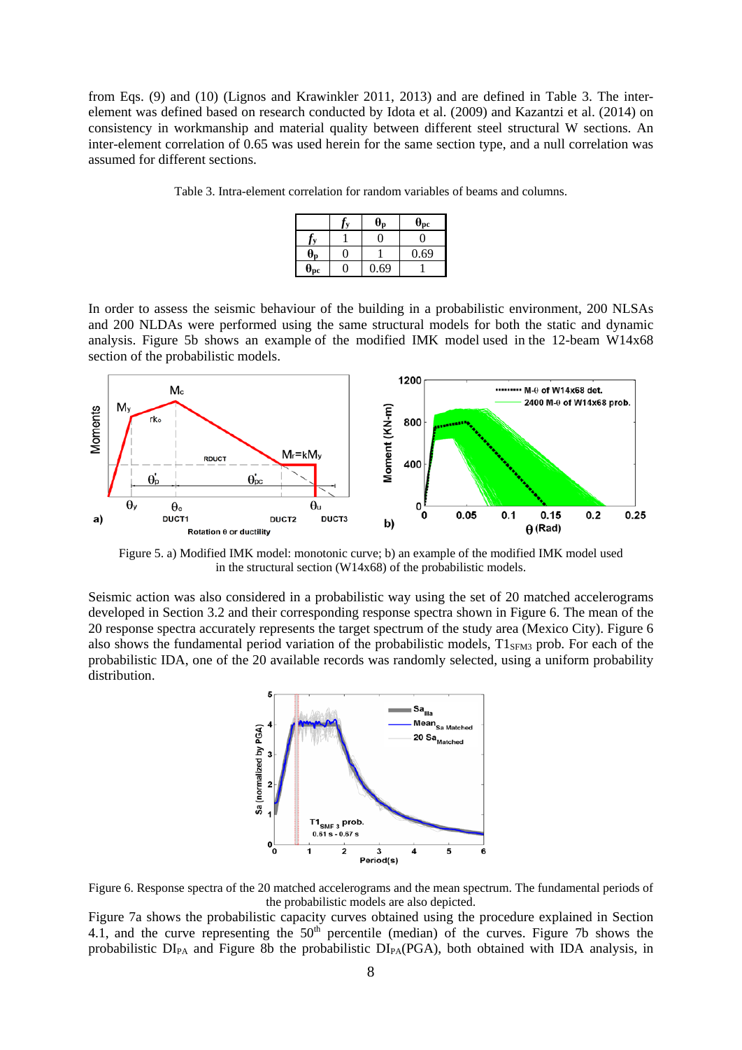from Eqs. (9) and (10) (Lignos and Krawinkler 2011, 2013) and are defined in Table 3. The inter-element was defined based on research conducted by Idota et al. (2009) and Kazantzi et al. (2014) on consistency in workmanship and material quality between different steel structural W sections. An inter-element correlation of 0.65 was used herein for the same section type, and a null correlation was assumed for different sections.

Table 3. Intra-element correlation for random variables of beams and columns.

| | $f_y$ | $\theta_p$ | $\theta_{pc}$ |
|---|---|---|---|
| $f_y$ | 1 | 0 | 0 |
| $\theta_p$ | 0 | 1 | 0.69 |
| $\theta_{pc}$ | 0 | 0.69 | 1 |

In order to assess the seismic behaviour of the building in a probabilistic environment, 200 NLSAs and 200 NLDAs were performed using the same structural models for both the static and dynamic analysis. Figure 5b shows an example of the modified IMK model used in the 12-beam W14x68 section of the probabilistic models.

Figure 5. a) Modified IMK model: monotonic curve; b) an example of the modified IMK model used in the structural section (W14x68) of the probabilistic models.

Seismic action was also considered in a probabilistic way using the set of 20 matched accelerograms developed in Section 3.2 and their corresponding response spectra shown in Figure 6. The mean of the 20 response spectra accurately represents the target spectrum of the study area (Mexico City). Figure 6 also shows the fundamental period variation of the probabilistic models, $T1_{SFM3}$ prob. For each of the probabilistic IDA, one of the 20 available records was randomly selected, using a uniform probability distribution.

Figure 6. Response spectra of the 20 matched accelerograms and the mean spectrum. The fundamental periods of the probabilistic models are also depicted.

Figure 7a shows the probabilistic capacity curves obtained using the procedure explained in Section 4.1, and the curve representing the $50^{th}$ percentile (median) of the curves. Figure 7b shows the probabilistic $DI_{PA}$ and Figure 8b the probabilistic $DI_{PA}(PGA)$, both obtained with IDA analysis, in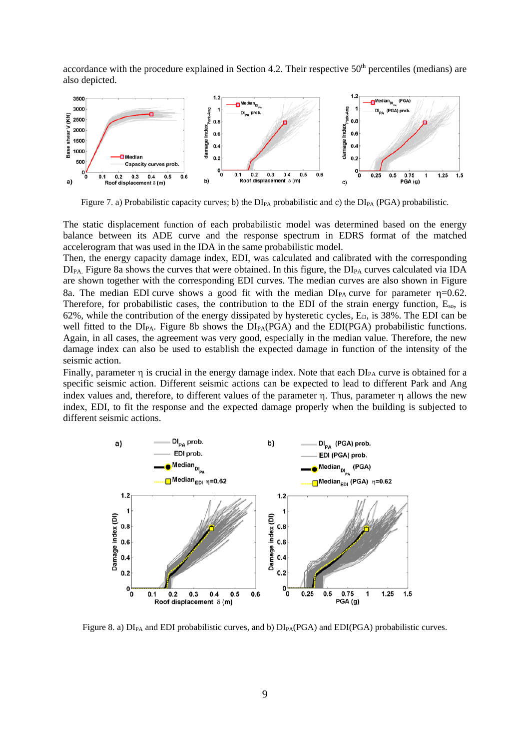accordance with the procedure explained in Section 4.2. Their respective 50[th] percentiles (medians) are also depicted.

Figure 7. a) Probabilistic capacity curves; b) the $DI_{PA}$ probabilistic and c) the $DI_{PA}$ (PGA) probabilistic.

The static displacement function of each probabilistic model was determined based on the energy balance between its ADE curve and the response spectrum in EDRS format of the matched accelerogram that was used in the IDA in the same probabilistic model.

Then, the energy capacity damage index, EDI, was calculated and calibrated with the corresponding $DI_{PA}$. Figure 8a shows the curves that were obtained. In this figure, the $DI_{PA}$ curves calculated via IDA are shown together with the corresponding EDI curves. The median curves are also shown in Figure 8a. The median EDI curve shows a good fit with the median $DI_{PA}$ curve for parameter $\eta$=0.62. Therefore, for probabilistic cases, the contribution to the EDI of the strain energy function, $E_{so}$, is 62%, while the contribution of the energy dissipated by hysteretic cycles, $E_D$, is 38%. The EDI can be well fitted to the $DI_{PA}$. Figure 8b shows the $DI_{PA}$(PGA) and the EDI(PGA) probabilistic functions. Again, in all cases, the agreement was very good, especially in the median value. Therefore, the new damage index can also be used to establish the expected damage in function of the intensity of the seismic action.

Finally, parameter $\eta$ is crucial in the energy damage index. Note that each $DI_{PA}$ curve is obtained for a specific seismic action. Different seismic actions can be expected to lead to different Park and Ang index values and, therefore, to different values of the parameter $\eta$. Thus, parameter $\eta$ allows the new index, EDI, to fit the response and the expected damage properly when the building is subjected to different seismic actions.

Figure 8. a) $DI_{PA}$ and EDI probabilistic curves, and b) $DI_{PA}$(PGA) and EDI(PGA) probabilistic curves.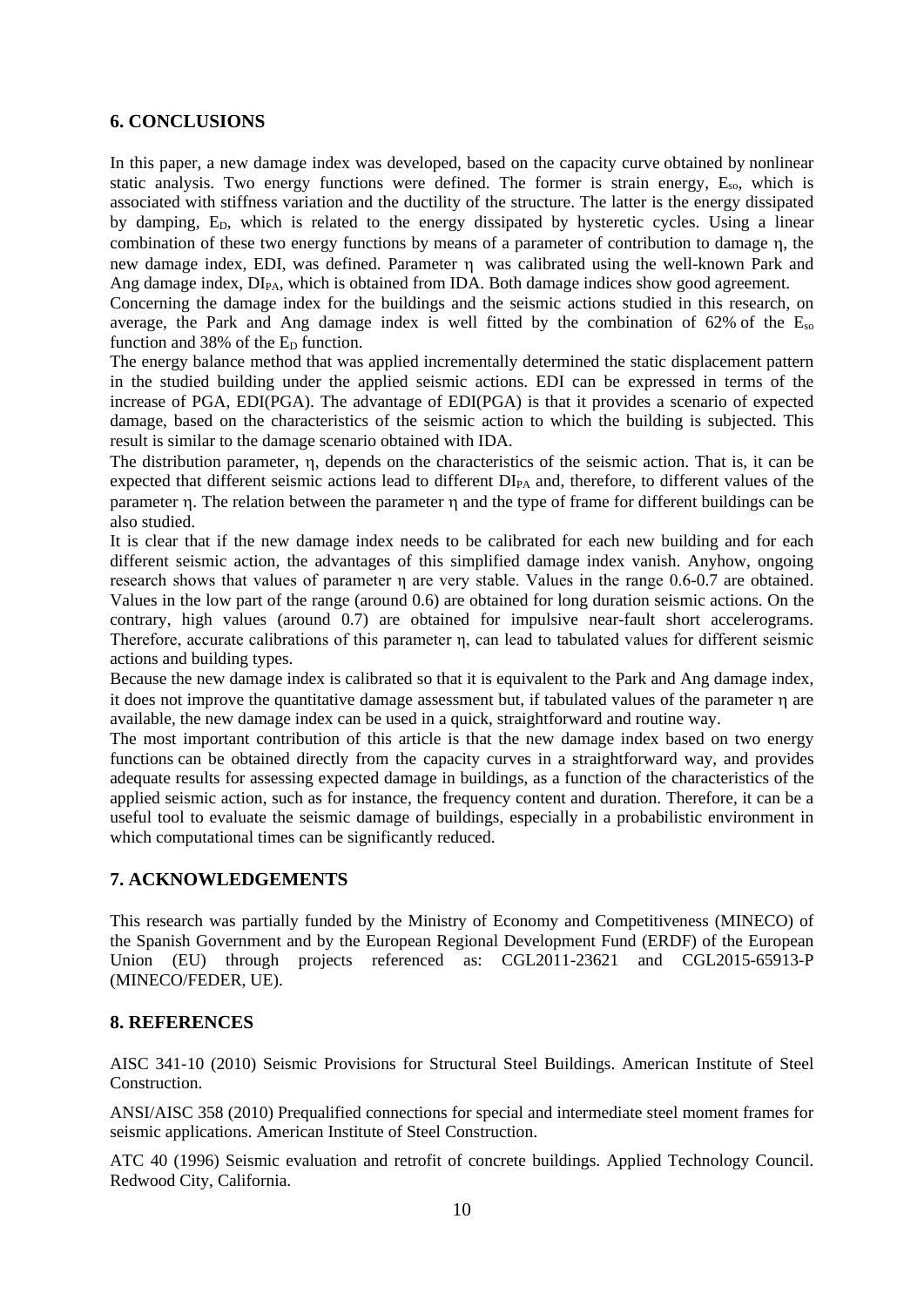## 6. CONCLUSIONS

In this paper, a new damage index was developed, based on the capacity curve obtained by nonlinear static analysis. Two energy functions were defined. The former is strain energy, $E_{so}$, which is associated with stiffness variation and the ductility of the structure. The latter is the energy dissipated by damping, $E_D$, which is related to the energy dissipated by hysteretic cycles. Using a linear combination of these two energy functions by means of a parameter of contribution to damage $\eta$, the new damage index, EDI, was defined. Parameter $\eta$ was calibrated using the well-known Park and Ang damage index, $DI_{PA}$, which is obtained from IDA. Both damage indices show good agreement.

Concerning the damage index for the buildings and the seismic actions studied in this research, on average, the Park and Ang damage index is well fitted by the combination of 62% of the $E_{so}$ function and 38% of the $E_D$ function.

The energy balance method that was applied incrementally determined the static displacement pattern in the studied building under the applied seismic actions. EDI can be expressed in terms of the increase of PGA, EDI(PGA). The advantage of EDI(PGA) is that it provides a scenario of expected damage, based on the characteristics of the seismic action to which the building is subjected. This result is similar to the damage scenario obtained with IDA.

The distribution parameter, $\eta$, depends on the characteristics of the seismic action. That is, it can be expected that different seismic actions lead to different $DI_{PA}$ and, therefore, to different values of the parameter $\eta$. The relation between the parameter $\eta$ and the type of frame for different buildings can be also studied.

It is clear that if the new damage index needs to be calibrated for each new building and for each different seismic action, the advantages of this simplified damage index vanish. Anyhow, ongoing research shows that values of parameter $\eta$ are very stable. Values in the range 0.6-0.7 are obtained. Values in the low part of the range (around 0.6) are obtained for long duration seismic actions. On the contrary, high values (around 0.7) are obtained for impulsive near-fault short accelerograms. Therefore, accurate calibrations of this parameter $\eta$, can lead to tabulated values for different seismic actions and building types.

Because the new damage index is calibrated so that it is equivalent to the Park and Ang damage index, it does not improve the quantitative damage assessment but, if tabulated values of the parameter $\eta$ are available, the new damage index can be used in a quick, straightforward and routine way.

The most important contribution of this article is that the new damage index based on two energy functions can be obtained directly from the capacity curves in a straightforward way, and provides adequate results for assessing expected damage in buildings, as a function of the characteristics of the applied seismic action, such as for instance, the frequency content and duration. Therefore, it can be a useful tool to evaluate the seismic damage of buildings, especially in a probabilistic environment in which computational times can be significantly reduced.

## 7. ACKNOWLEDGEMENTS

This research was partially funded by the Ministry of Economy and Competitiveness (MINECO) of the Spanish Government and by the European Regional Development Fund (ERDF) of the European Union (EU) through projects referenced as: CGL2011-23621 and CGL2015-65913-P (MINECO/FEDER, UE).

## 8. REFERENCES

AISC 341-10 (2010) Seismic Provisions for Structural Steel Buildings. American Institute of Steel Construction.

ANSI/AISC 358 (2010) Prequalified connections for special and intermediate steel moment frames for seismic applications. American Institute of Steel Construction.

ATC 40 (1996) Seismic evaluation and retrofit of concrete buildings. Applied Technology Council. Redwood City, California.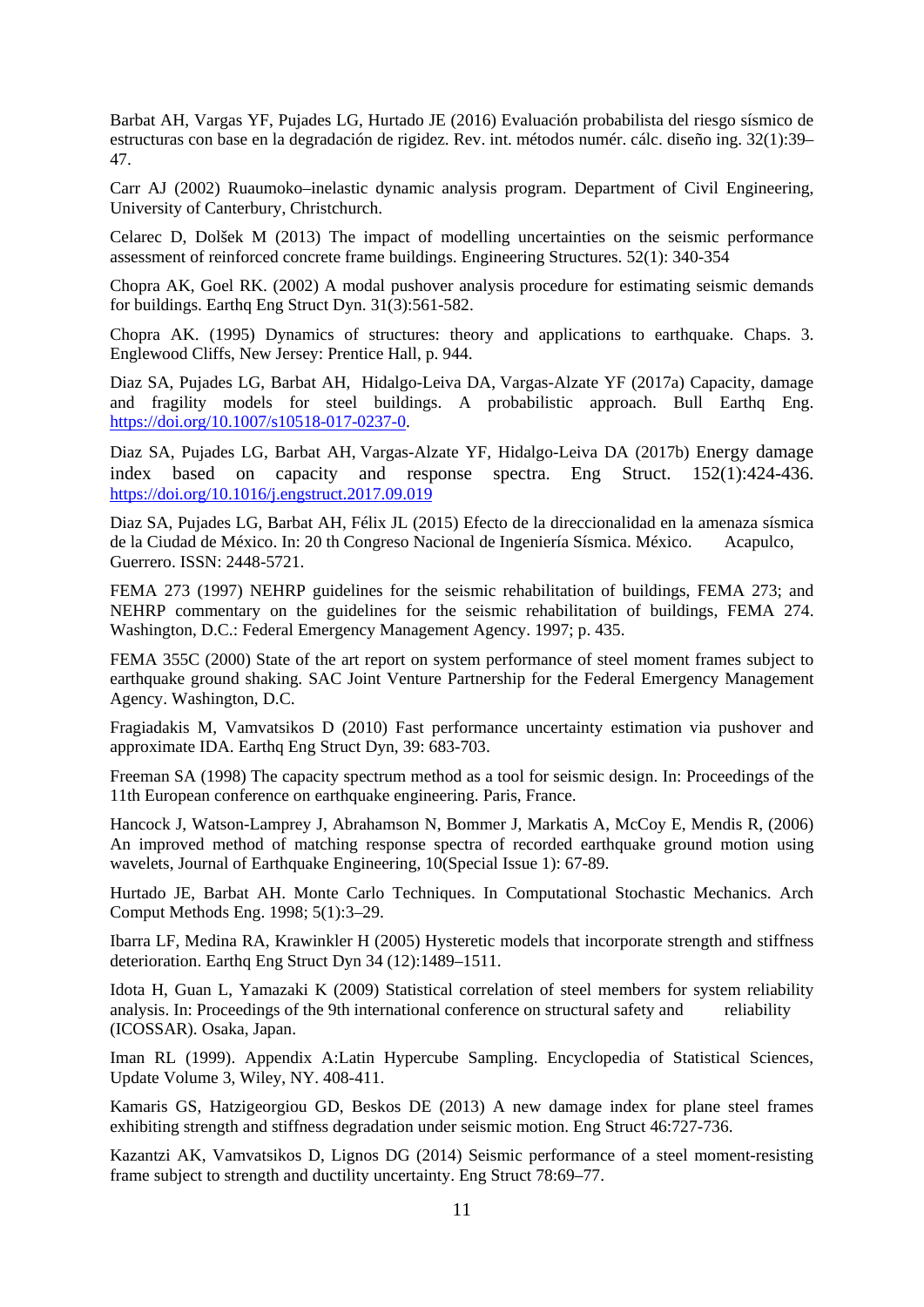Barbat AH, Vargas YF, Pujades LG, Hurtado JE (2016) Evaluación probabilista del riesgo sísmico de estructuras con base en la degradación de rigidez. Rev. int. métodos numér. cálc. diseño ing. 32(1):39–47.

Carr AJ (2002) Ruaumoko–inelastic dynamic analysis program. Department of Civil Engineering, University of Canterbury, Christchurch.

Celarec D, Dolšek M (2013) The impact of modelling uncertainties on the seismic performance assessment of reinforced concrete frame buildings. Engineering Structures. 52(1): 340-354

Chopra AK, Goel RK. (2002) A modal pushover analysis procedure for estimating seismic demands for buildings. Earthq Eng Struct Dyn. 31(3):561-582.

Chopra AK. (1995) Dynamics of structures: theory and applications to earthquake. Chaps. 3. Englewood Cliffs, New Jersey: Prentice Hall, p. 944.

Diaz SA, Pujades LG, Barbat AH, Hidalgo-Leiva DA, Vargas-Alzate YF (2017a) Capacity, damage and fragility models for steel buildings. A probabilistic approach. Bull Earthq Eng. https://doi.org/10.1007/s10518-017-0237-0.

Diaz SA, Pujades LG, Barbat AH, Vargas-Alzate YF, Hidalgo-Leiva DA (2017b) Energy damage index based on capacity and response spectra. Eng Struct. 152(1):424-436. https://doi.org/10.1016/j.engstruct.2017.09.019

Diaz SA, Pujades LG, Barbat AH, Félix JL (2015) Efecto de la direccionalidad en la amenaza sísmica de la Ciudad de México. In: 20 th Congreso Nacional de Ingeniería Sísmica. México. Acapulco, Guerrero. ISSN: 2448-5721.

FEMA 273 (1997) NEHRP guidelines for the seismic rehabilitation of buildings, FEMA 273; and NEHRP commentary on the guidelines for the seismic rehabilitation of buildings, FEMA 274. Washington, D.C.: Federal Emergency Management Agency. 1997; p. 435.

FEMA 355C (2000) State of the art report on system performance of steel moment frames subject to earthquake ground shaking. SAC Joint Venture Partnership for the Federal Emergency Management Agency. Washington, D.C.

Fragiadakis M, Vamvatsikos D (2010) Fast performance uncertainty estimation via pushover and approximate IDA. Earthq Eng Struct Dyn, 39: 683-703.

Freeman SA (1998) The capacity spectrum method as a tool for seismic design. In: Proceedings of the 11th European conference on earthquake engineering. Paris, France.

Hancock J, Watson-Lamprey J, Abrahamson N, Bommer J, Markatis A, McCoy E, Mendis R, (2006) An improved method of matching response spectra of recorded earthquake ground motion using wavelets, Journal of Earthquake Engineering, 10(Special Issue 1): 67-89.

Hurtado JE, Barbat AH. Monte Carlo Techniques. In Computational Stochastic Mechanics. Arch Comput Methods Eng. 1998; 5(1):3–29.

Ibarra LF, Medina RA, Krawinkler H (2005) Hysteretic models that incorporate strength and stiffness deterioration. Earthq Eng Struct Dyn 34 (12):1489–1511.

Idota H, Guan L, Yamazaki K (2009) Statistical correlation of steel members for system reliability analysis. In: Proceedings of the 9th international conference on structural safety and reliability (ICOSSAR). Osaka, Japan.

Iman RL (1999). Appendix A:Latin Hypercube Sampling. Encyclopedia of Statistical Sciences, Update Volume 3, Wiley, NY. 408-411.

Kamaris GS, Hatzigeorgiou GD, Beskos DE (2013) A new damage index for plane steel frames exhibiting strength and stiffness degradation under seismic motion. Eng Struct 46:727-736.

Kazantzi AK, Vamvatsikos D, Lignos DG (2014) Seismic performance of a steel moment-resisting frame subject to strength and ductility uncertainty. Eng Struct 78:69–77.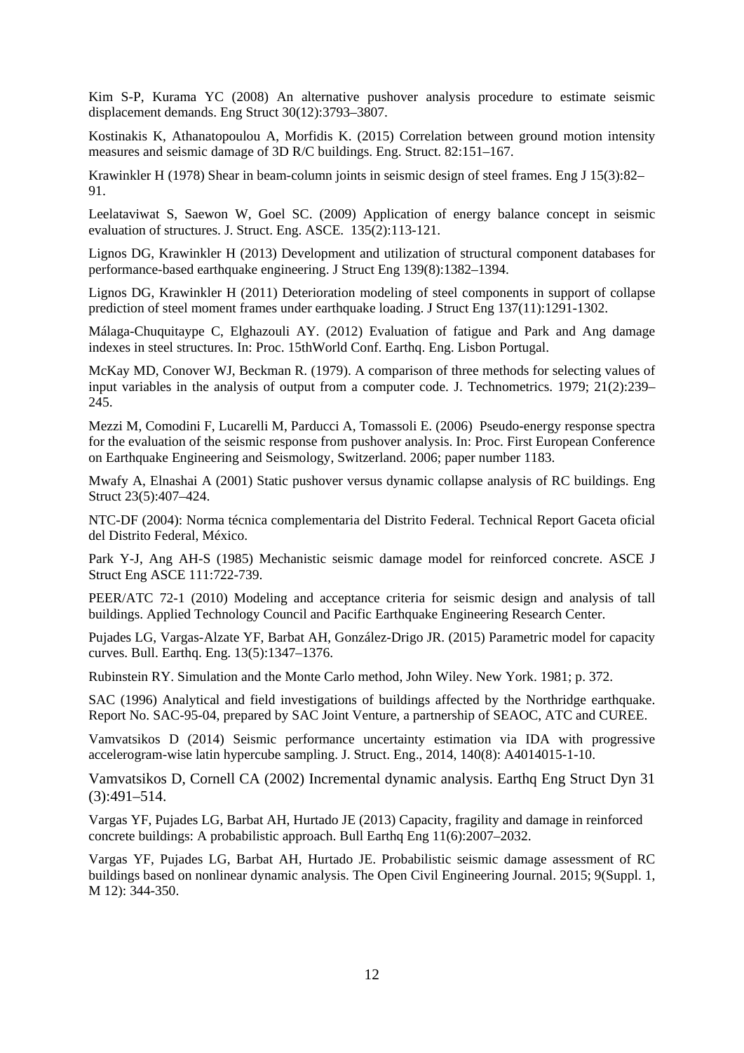Kim S-P, Kurama YC (2008) An alternative pushover analysis procedure to estimate seismic displacement demands. Eng Struct 30(12):3793–3807.

Kostinakis K, Athanatopoulou A, Morfidis K. (2015) Correlation between ground motion intensity measures and seismic damage of 3D R/C buildings. Eng. Struct. 82:151–167.

Krawinkler H (1978) Shear in beam-column joints in seismic design of steel frames. Eng J 15(3):82–91.

Leelataviwat S, Saewon W, Goel SC. (2009) Application of energy balance concept in seismic evaluation of structures. J. Struct. Eng. ASCE. 135(2):113-121.

Lignos DG, Krawinkler H (2013) Development and utilization of structural component databases for performance-based earthquake engineering. J Struct Eng 139(8):1382–1394.

Lignos DG, Krawinkler H (2011) Deterioration modeling of steel components in support of collapse prediction of steel moment frames under earthquake loading. J Struct Eng 137(11):1291-1302.

Málaga-Chuquitaype C, Elghazouli AY. (2012) Evaluation of fatigue and Park and Ang damage indexes in steel structures. In: Proc. 15thWorld Conf. Earthq. Eng. Lisbon Portugal.

McKay MD, Conover WJ, Beckman R. (1979). A comparison of three methods for selecting values of input variables in the analysis of output from a computer code. J. Technometrics. 1979; 21(2):239–245.

Mezzi M, Comodini F, Lucarelli M, Parducci A, Tomassoli E. (2006) Pseudo-energy response spectra for the evaluation of the seismic response from pushover analysis. In: Proc. First European Conference on Earthquake Engineering and Seismology, Switzerland. 2006; paper number 1183.

Mwafy A, Elnashai A (2001) Static pushover versus dynamic collapse analysis of RC buildings. Eng Struct 23(5):407–424.

NTC-DF (2004): Norma técnica complementaria del Distrito Federal. Technical Report Gaceta oficial del Distrito Federal, México.

Park Y-J, Ang AH-S (1985) Mechanistic seismic damage model for reinforced concrete. ASCE J Struct Eng ASCE 111:722-739.

PEER/ATC 72-1 (2010) Modeling and acceptance criteria for seismic design and analysis of tall buildings. Applied Technology Council and Pacific Earthquake Engineering Research Center.

Pujades LG, Vargas-Alzate YF, Barbat AH, González-Drigo JR. (2015) Parametric model for capacity curves. Bull. Earthq. Eng. 13(5):1347–1376.

Rubinstein RY. Simulation and the Monte Carlo method, John Wiley. New York. 1981; p. 372.

SAC (1996) Analytical and field investigations of buildings affected by the Northridge earthquake. Report No. SAC-95-04, prepared by SAC Joint Venture, a partnership of SEAOC, ATC and CUREE.

Vamvatsikos D (2014) Seismic performance uncertainty estimation via IDA with progressive accelerogram-wise latin hypercube sampling. J. Struct. Eng., 2014, 140(8): A4014015-1-10.

Vamvatsikos D, Cornell CA (2002) Incremental dynamic analysis. Earthq Eng Struct Dyn 31 (3):491–514.

Vargas YF, Pujades LG, Barbat AH, Hurtado JE (2013) Capacity, fragility and damage in reinforced concrete buildings: A probabilistic approach. Bull Earthq Eng 11(6):2007–2032.

Vargas YF, Pujades LG, Barbat AH, Hurtado JE. Probabilistic seismic damage assessment of RC buildings based on nonlinear dynamic analysis. The Open Civil Engineering Journal. 2015; 9(Suppl. 1, M 12): 344-350.